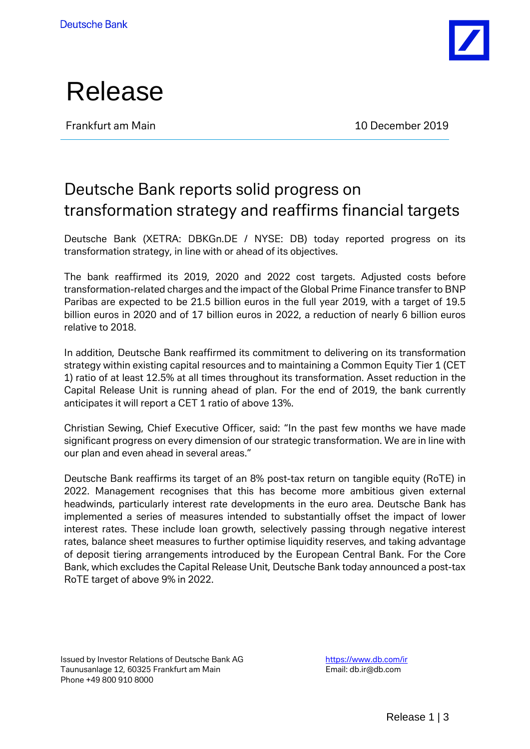Deutsche Bank

# Release

Frankfurt am Main 10 December 2019

## Deutsche Bank reports solid progress on transformation strategy and reaffirms financial targets

Deutsche Bank (XETRA: DBKGn.DE / NYSE: DB) today reported progress on its transformation strategy, in line with or ahead of its objectives.

The bank reaffirmed its 2019, 2020 and 2022 cost targets. Adjusted costs before transformation-related charges and the impact of the Global Prime Finance transfer to BNP Paribas are expected to be 21.5 billion euros in the full year 2019, with a target of 19.5 billion euros in 2020 and of 17 billion euros in 2022, a reduction of nearly 6 billion euros relative to 2018.

In addition, Deutsche Bank reaffirmed its commitment to delivering on its transformation strategy within existing capital resources and to maintaining a Common Equity Tier 1 (CET 1) ratio of at least 12.5% at all times throughout its transformation. Asset reduction in the Capital Release Unit is running ahead of plan. For the end of 2019, the bank currently anticipates it will report a CET 1 ratio of above 13%.

Christian Sewing, Chief Executive Officer, said: "In the past few months we have made significant progress on every dimension of our strategic transformation. We are in line with our plan and even ahead in several areas."

Deutsche Bank reaffirms its target of an 8% post-tax return on tangible equity (RoTE) in 2022. Management recognises that this has become more ambitious given external headwinds, particularly interest rate developments in the euro area. Deutsche Bank has implemented a series of measures intended to substantially offset the impact of lower interest rates. These include loan growth, selectively passing through negative interest rates, balance sheet measures to further optimise liquidity reserves, and taking advantage of deposit tiering arrangements introduced by the European Central Bank. For the Core Bank, which excludes the Capital Release Unit, Deutsche Bank today announced a post-tax RoTE target of above 9% in 2022.

Issued by Investor Relations of Deutsche Bank AG
Taunusanlage 12, 60325 Frankfurt am Main
Phone +49 800 910 8000

https://www.db.com/ir
Email: db.ir@db.com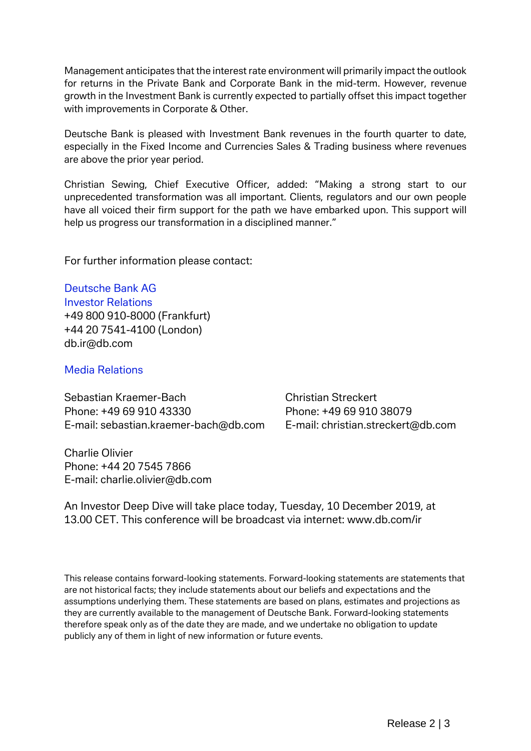Management anticipates that the interest rate environment will primarily impact the outlook for returns in the Private Bank and Corporate Bank in the mid-term. However, revenue growth in the Investment Bank is currently expected to partially offset this impact together with improvements in Corporate & Other.

Deutsche Bank is pleased with Investment Bank revenues in the fourth quarter to date, especially in the Fixed Income and Currencies Sales & Trading business where revenues are above the prior year period.

Christian Sewing, Chief Executive Officer, added: "Making a strong start to our unprecedented transformation was all important. Clients, regulators and our own people have all voiced their firm support for the path we have embarked upon. This support will help us progress our transformation in a disciplined manner."

For further information please contact:

Deutsche Bank AG
Investor Relations
+49 800 910-8000 (Frankfurt)
+44 20 7541-4100 (London)
db.ir@db.com

Media Relations

Sebastian Kraemer-Bach
Phone: +49 69 910 43330
E-mail: sebastian.kraemer-bach@db.com

Christian Streckert
Phone: +49 69 910 38079
E-mail: christian.streckert@db.com

Charlie Olivier
Phone: +44 20 7545 7866
E-mail: charlie.olivier@db.com

An Investor Deep Dive will take place today, Tuesday, 10 December 2019, at 13.00 CET. This conference will be broadcast via internet: www.db.com/ir

This release contains forward-looking statements. Forward-looking statements are statements that are not historical facts; they include statements about our beliefs and expectations and the assumptions underlying them. These statements are based on plans, estimates and projections as they are currently available to the management of Deutsche Bank. Forward-looking statements therefore speak only as of the date they are made, and we undertake no obligation to update publicly any of them in light of new information or future events.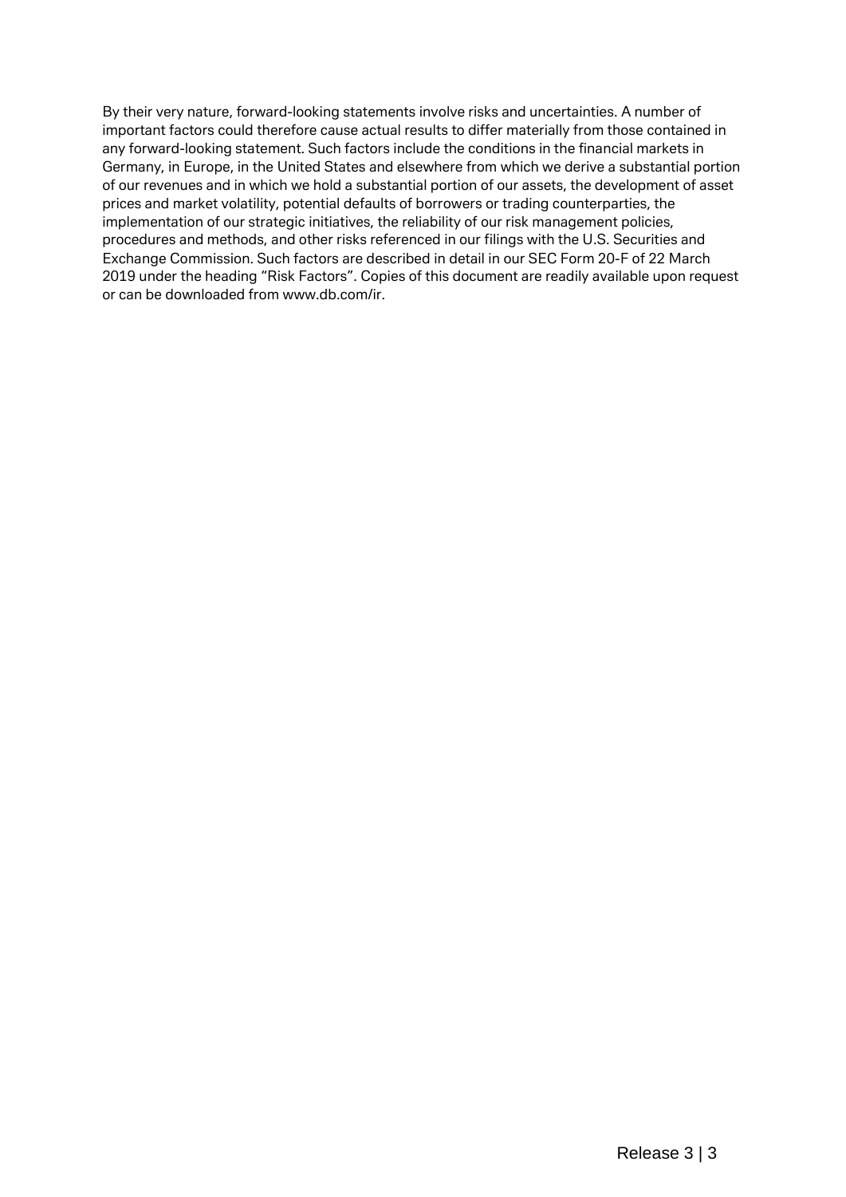By their very nature, forward-looking statements involve risks and uncertainties. A number of important factors could therefore cause actual results to differ materially from those contained in any forward-looking statement. Such factors include the conditions in the financial markets in Germany, in Europe, in the United States and elsewhere from which we derive a substantial portion of our revenues and in which we hold a substantial portion of our assets, the development of asset prices and market volatility, potential defaults of borrowers or trading counterparties, the implementation of our strategic initiatives, the reliability of our risk management policies, procedures and methods, and other risks referenced in our filings with the U.S. Securities and Exchange Commission. Such factors are described in detail in our SEC Form 20-F of 22 March 2019 under the heading "Risk Factors". Copies of this document are readily available upon request or can be downloaded from www.db.com/ir.